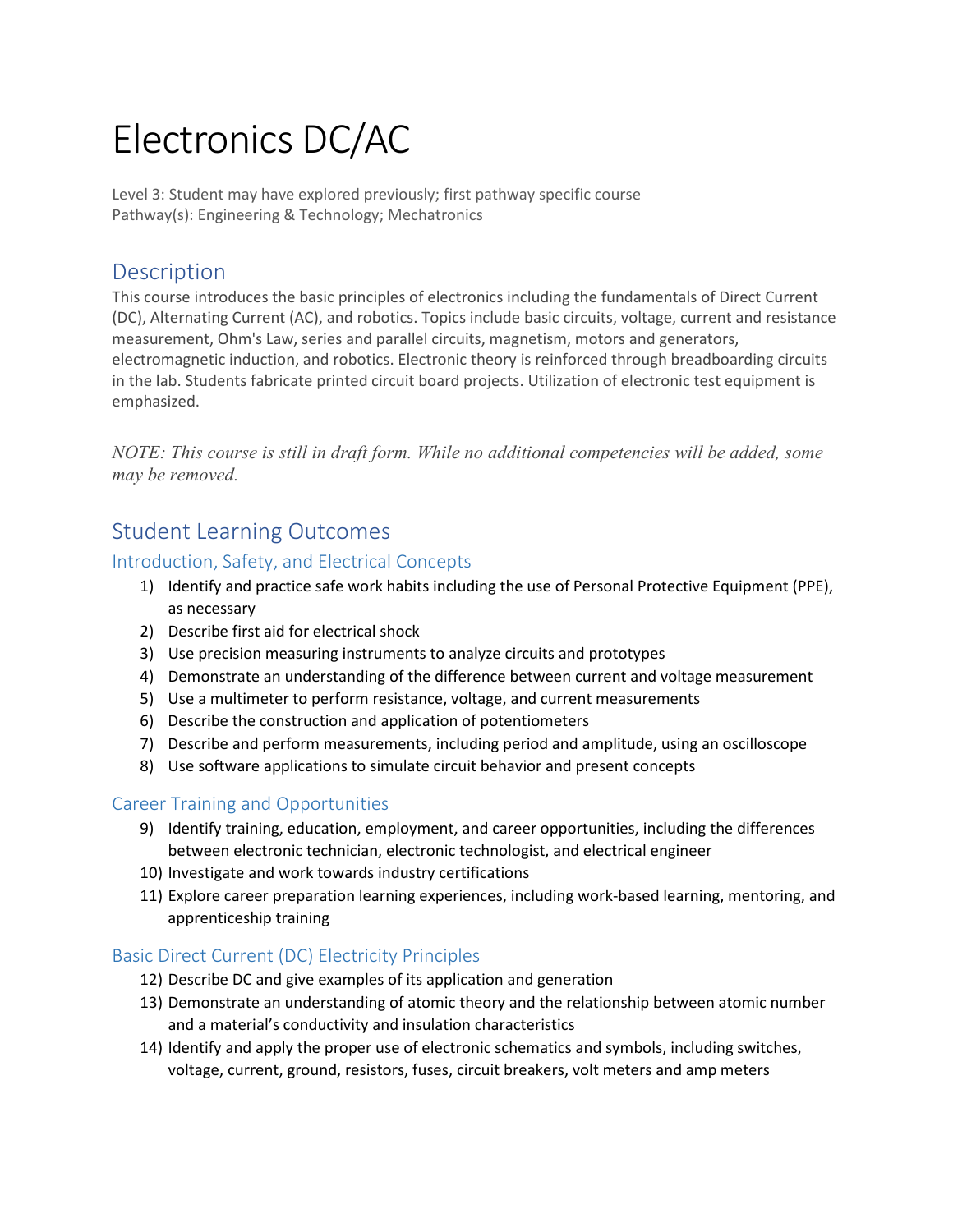# Electronics DC/AC

Level 3: Student may have explored previously; first pathway specific course
Pathway(s): Engineering & Technology; Mechatronics

## Description

This course introduces the basic principles of electronics including the fundamentals of Direct Current (DC), Alternating Current (AC), and robotics. Topics include basic circuits, voltage, current and resistance measurement, Ohm's Law, series and parallel circuits, magnetism, motors and generators, electromagnetic induction, and robotics. Electronic theory is reinforced through breadboarding circuits in the lab. Students fabricate printed circuit board projects. Utilization of electronic test equipment is emphasized.

*NOTE: This course is still in draft form. While no additional competencies will be added, some may be removed.*

## Student Learning Outcomes

### Introduction, Safety, and Electrical Concepts

1) Identify and practice safe work habits including the use of Personal Protective Equipment (PPE), as necessary
2) Describe first aid for electrical shock
3) Use precision measuring instruments to analyze circuits and prototypes
4) Demonstrate an understanding of the difference between current and voltage measurement
5) Use a multimeter to perform resistance, voltage, and current measurements
6) Describe the construction and application of potentiometers
7) Describe and perform measurements, including period and amplitude, using an oscilloscope
8) Use software applications to simulate circuit behavior and present concepts

### Career Training and Opportunities

9) Identify training, education, employment, and career opportunities, including the differences between electronic technician, electronic technologist, and electrical engineer
10) Investigate and work towards industry certifications
11) Explore career preparation learning experiences, including work-based learning, mentoring, and apprenticeship training

### Basic Direct Current (DC) Electricity Principles

12) Describe DC and give examples of its application and generation
13) Demonstrate an understanding of atomic theory and the relationship between atomic number and a material's conductivity and insulation characteristics
14) Identify and apply the proper use of electronic schematics and symbols, including switches, voltage, current, ground, resistors, fuses, circuit breakers, volt meters and amp meters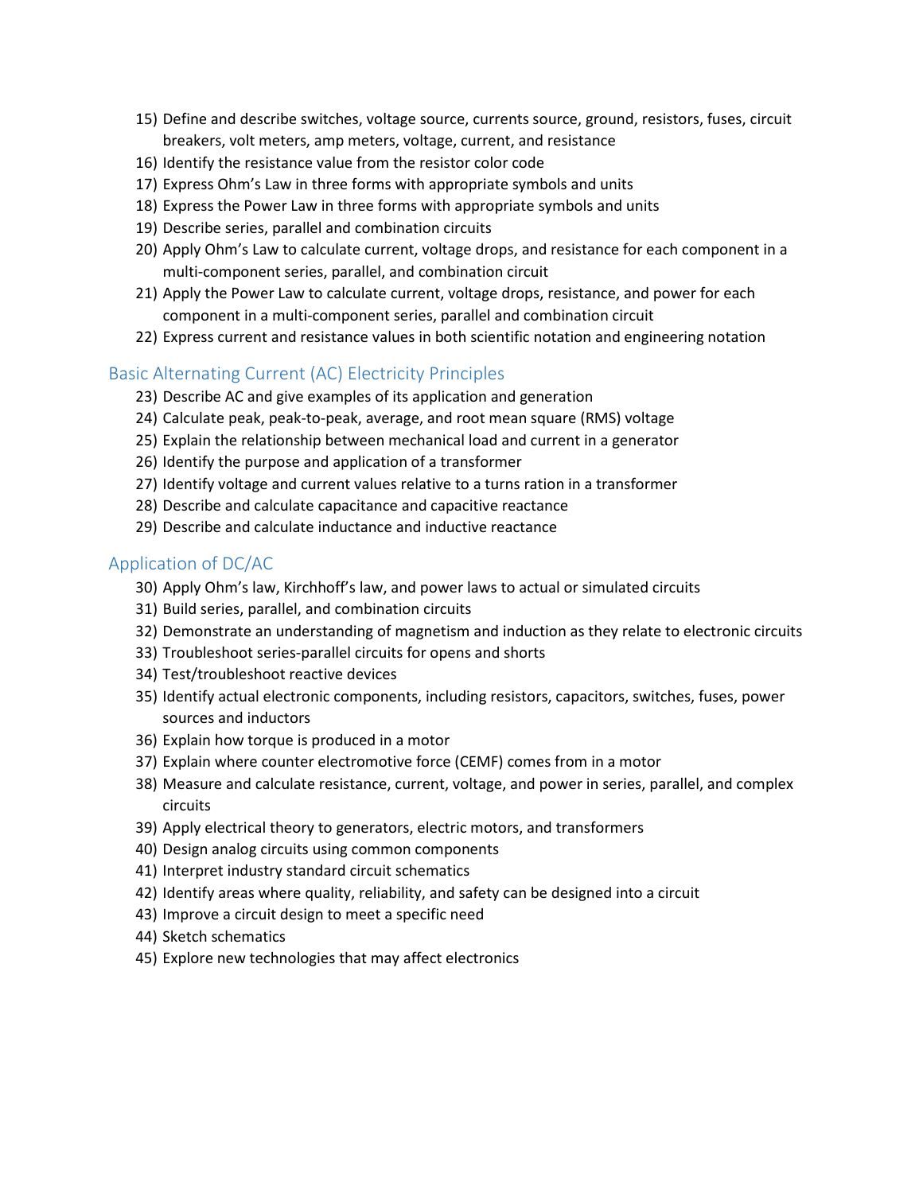15) Define and describe switches, voltage source, currents source, ground, resistors, fuses, circuit breakers, volt meters, amp meters, voltage, current, and resistance
16) Identify the resistance value from the resistor color code
17) Express Ohm's Law in three forms with appropriate symbols and units
18) Express the Power Law in three forms with appropriate symbols and units
19) Describe series, parallel and combination circuits
20) Apply Ohm's Law to calculate current, voltage drops, and resistance for each component in a multi-component series, parallel, and combination circuit
21) Apply the Power Law to calculate current, voltage drops, resistance, and power for each component in a multi-component series, parallel and combination circuit
22) Express current and resistance values in both scientific notation and engineering notation

## Basic Alternating Current (AC) Electricity Principles

23) Describe AC and give examples of its application and generation
24) Calculate peak, peak-to-peak, average, and root mean square (RMS) voltage
25) Explain the relationship between mechanical load and current in a generator
26) Identify the purpose and application of a transformer
27) Identify voltage and current values relative to a turns ration in a transformer
28) Describe and calculate capacitance and capacitive reactance
29) Describe and calculate inductance and inductive reactance

## Application of DC/AC

30) Apply Ohm's law, Kirchhoff's law, and power laws to actual or simulated circuits
31) Build series, parallel, and combination circuits
32) Demonstrate an understanding of magnetism and induction as they relate to electronic circuits
33) Troubleshoot series-parallel circuits for opens and shorts
34) Test/troubleshoot reactive devices
35) Identify actual electronic components, including resistors, capacitors, switches, fuses, power sources and inductors
36) Explain how torque is produced in a motor
37) Explain where counter electromotive force (CEMF) comes from in a motor
38) Measure and calculate resistance, current, voltage, and power in series, parallel, and complex circuits
39) Apply electrical theory to generators, electric motors, and transformers
40) Design analog circuits using common components
41) Interpret industry standard circuit schematics
42) Identify areas where quality, reliability, and safety can be designed into a circuit
43) Improve a circuit design to meet a specific need
44) Sketch schematics
45) Explore new technologies that may affect electronics